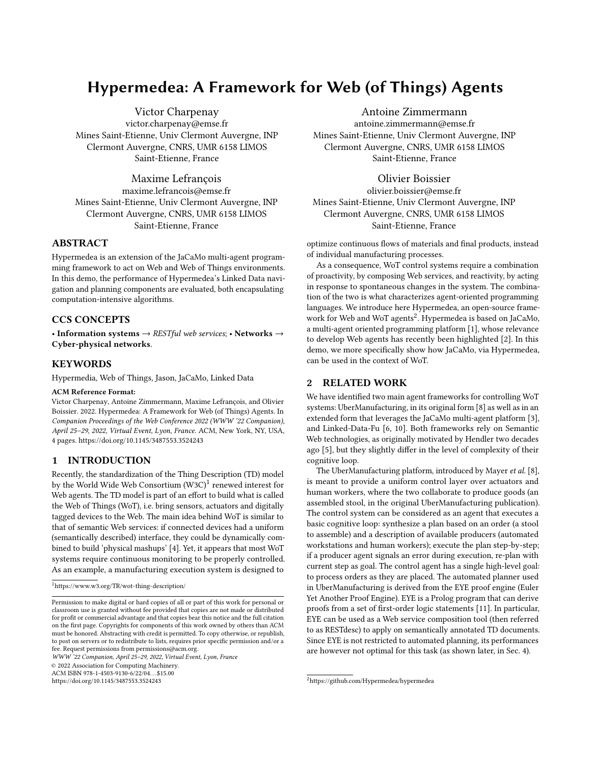# Hypermedea: A Framework for Web (of Things) Agents

Victor Charpenay
victor.charpenay@emse.fr
Mines Saint-Etienne, Univ Clermont Auvergne, INP Clermont Auvergne, CNRS, UMR 6158 LIMOS
Saint-Etienne, France

Antoine Zimmermann
antoine.zimmermann@emse.fr
Mines Saint-Etienne, Univ Clermont Auvergne, INP Clermont Auvergne, CNRS, UMR 6158 LIMOS
Saint-Etienne, France

Maxime Lefrançois
maxime.lefrancois@emse.fr
Mines Saint-Etienne, Univ Clermont Auvergne, INP Clermont Auvergne, CNRS, UMR 6158 LIMOS
Saint-Etienne, France

Olivier Boissier
olivier.boissier@emse.fr
Mines Saint-Etienne, Univ Clermont Auvergne, INP Clermont Auvergne, CNRS, UMR 6158 LIMOS
Saint-Etienne, France

## ABSTRACT

Hypermedea is an extension of the JaCaMo multi-agent programming framework to act on Web and Web of Things environments. In this demo, the performance of Hypermedea's Linked Data navigation and planning components are evaluated, both encapsulating computation-intensive algorithms.

## CCS CONCEPTS

• **Information systems** → *RESTful web services*; • **Networks** → **Cyber-physical networks**.

## KEYWORDS

Hypermedia, Web of Things, Jason, JaCaMo, Linked Data

**ACM Reference Format:**

Victor Charpenay, Antoine Zimmermann, Maxime Lefrançois, and Olivier Boissier. 2022. Hypermedea: A Framework for Web (of Things) Agents. In *Companion Proceedings of the Web Conference 2022 (WWW '22 Companion), April 25–29, 2022, Virtual Event, Lyon, France.* ACM, New York, NY, USA, 4 pages. https://doi.org/10.1145/3487553.3524243

## 1 INTRODUCTION

Recently, the standardization of the Thing Description (TD) model by the World Wide Web Consortium (W3C)[1] renewed interest for Web agents. The TD model is part of an effort to build what is called the Web of Things (WoT), i.e. bring sensors, actuators and digitally tagged devices to the Web. The main idea behind WoT is similar to that of semantic Web services: if connected devices had a uniform (semantically described) interface, they could be dynamically combined to build 'physical mashups' [4]. Yet, it appears that most WoT systems require continuous monitoring to be properly controlled. As an example, a manufacturing execution system is designed to optimize continuous flows of materials and final products, instead of individual manufacturing processes.

As a consequence, WoT control systems require a combination of proactivity, by composing Web services, and reactivity, by acting in response to spontaneous changes in the system. The combination of the two is what characterizes agent-oriented programming languages. We introduce here Hypermedea, an open-source framework for Web and WoT agents[2]. Hypermedea is based on JaCaMo, a multi-agent oriented programming platform [1], whose relevance to develop Web agents has recently been highlighted [2]. In this demo, we more specifically show how JaCaMo, via Hypermedea, can be used in the context of WoT.

## 2 RELATED WORK

We have identified two main agent frameworks for controlling WoT systems: UberManufacturing, in its original form [8] as well as in an extended form that leverages the JaCaMo multi-agent platform [3], and Linked-Data-Fu [6, 10]. Both frameworks rely on Semantic Web technologies, as originally motivated by Hendler two decades ago [5], but they slightly differ in the level of complexity of their cognitive loop.

The UberManufacturing platform, introduced by Mayer *et al.* [8], is meant to provide a uniform control layer over actuators and human workers, where the two collaborate to produce goods (an assembled stool, in the original UberManufacturing publication). The control system can be considered as an agent that executes a basic cognitive loop: synthesize a plan based on an order (a stool to assemble) and a description of available producers (automated workstations and human workers); execute the plan step-by-step; if a producer agent signals an error during execution, re-plan with current step as goal. The control agent has a single high-level goal: to process orders as they are placed. The automated planner used in UberManufacturing is derived from the EYE proof engine (Euler Yet Another Proof Engine). EYE is a Prolog program that can derive proofs from a set of first-order logic statements [11]. In particular, EYE can be used as a Web service composition tool (then referred to as RESTdesc) to apply on semantically annotated TD documents. Since EYE is not restricted to automated planning, its performances are however not optimal for this task (as shown later, in Sec. 4).

[1] https://www.w3.org/TR/wot-thing-description/

[2] https://github.com/Hypermedea/hypermedea

Permission to make digital or hard copies of all or part of this work for personal or classroom use is granted without fee provided that copies are not made or distributed for profit or commercial advantage and that copies bear this notice and the full citation on the first page. Copyrights for components of this work owned by others than ACM must be honored. Abstracting with credit is permitted. To copy otherwise, or republish, to post on servers or to redistribute to lists, requires prior specific permission and/or a fee. Request permissions from permissions@acm.org.

*WWW '22 Companion, April 25–29, 2022, Virtual Event, Lyon, France*
© 2022 Association for Computing Machinery.
ACM ISBN 978-1-4503-9130-6/22/04…$15.00
https://doi.org/10.1145/3487553.3524243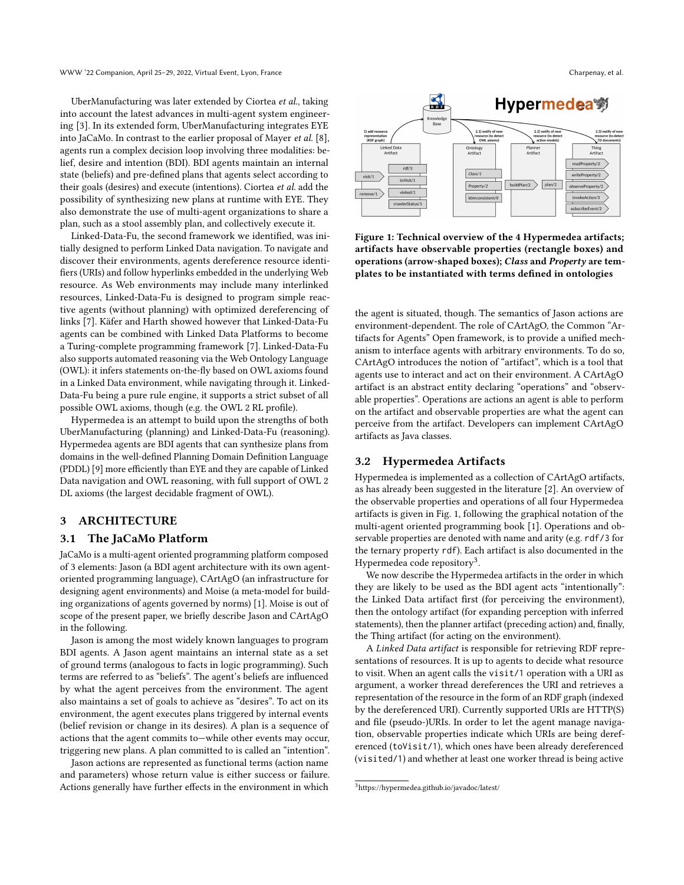UberManufacturing was later extended by Ciortea *et al.*, taking into account the latest advances in multi-agent system engineering [3]. In its extended form, UberManufacturing integrates EYE into JaCaMo. In contrast to the earlier proposal of Mayer *et al.* [8], agents run a complex decision loop involving three modalities: belief, desire and intention (BDI). BDI agents maintain an internal state (beliefs) and pre-defined plans that agents select according to their goals (desires) and execute (intentions). Ciortea *et al.* add the possibility of synthesizing new plans at runtime with EYE. They also demonstrate the use of multi-agent organizations to share a plan, such as a stool assembly plan, and collectively execute it.

Linked-Data-Fu, the second framework we identified, was initially designed to perform Linked Data navigation. To navigate and discover their environments, agents dereference resource identifiers (URIs) and follow hyperlinks embedded in the underlying Web resource. As Web environments may include many interlinked resources, Linked-Data-Fu is designed to program simple reactive agents (without planning) with optimized dereferencing of links [7]. Käfer and Harth showed however that Linked-Data-Fu agents can be combined with Linked Data Platforms to become a Turing-complete programming framework [7]. Linked-Data-Fu also supports automated reasoning via the Web Ontology Language (OWL): it infers statements on-the-fly based on OWL axioms found in a Linked Data environment, while navigating through it. Linked-Data-Fu being a pure rule engine, it supports a strict subset of all possible OWL axioms, though (e.g. the OWL 2 RL profile).

Hypermedea is an attempt to build upon the strengths of both UberManufacturing (planning) and Linked-Data-Fu (reasoning). Hypermedea agents are BDI agents that can synthesize plans from domains in the well-defined Planning Domain Definition Language (PDDL) [9] more efficiently than EYE and they are capable of Linked Data navigation and OWL reasoning, with full support of OWL 2 DL axioms (the largest decidable fragment of OWL).

## 3 ARCHITECTURE

### 3.1 The JaCaMo Platform

JaCaMo is a multi-agent oriented programming platform composed of 3 elements: Jason (a BDI agent architecture with its own agent-oriented programming language), CArtAgO (an infrastructure for designing agent environments) and Moise (a meta-model for building organizations of agents governed by norms) [1]. Moise is out of scope of the present paper, we briefly describe Jason and CArtAgO in the following.

Jason is among the most widely known languages to program BDI agents. A Jason agent maintains an internal state as a set of ground terms (analogous to facts in logic programming). Such terms are referred to as "beliefs". The agent's beliefs are influenced by what the agent perceives from the environment. The agent also maintains a set of goals to achieve as "desires". To act on its environment, the agent executes plans triggered by internal events (belief revision or change in its desires). A plan is a sequence of actions that the agent commits to—while other events may occur, triggering new plans. A plan committed to is called an "intention".

Jason actions are represented as functional terms (action name and parameters) whose return value is either success or failure. Actions generally have further effects in the environment in which

**Figure 1: Technical overview of the 4 Hypermedea artifacts; artifacts have observable properties (rectangle boxes) and operations (arrow-shaped boxes); *Class* and *Property* are templates to be instantiated with terms defined in ontologies**

the agent is situated, though. The semantics of Jason actions are environment-dependent. The role of CArtAgO, the Common "Artifacts for Agents" Open framework, is to provide a unified mechanism to interface agents with arbitrary environments. To do so, CArtAgO introduces the notion of "artifact", which is a tool that agents use to interact and act on their environment. A CArtAgO artifact is an abstract entity declaring "operations" and "observable properties". Operations are actions an agent is able to perform on the artifact and observable properties are what the agent can perceive from the artifact. Developers can implement CArtAgO artifacts as Java classes.

### 3.2 Hypermedea Artifacts

Hypermedea is implemented as a collection of CArtAgO artifacts, as has already been suggested in the literature [2]. An overview of the observable properties and operations of all four Hypermedea artifacts is given in Fig. 1, following the graphical notation of the multi-agent oriented programming book [1]. Operations and observable properties are denoted with name and arity (e.g. `rdf/3` for the ternary property `rdf`). Each artifact is also documented in the Hypermedea code repository[3].

We now describe the Hypermedea artifacts in the order in which they are likely to be used as the BDI agent acts "intentionally": the Linked Data artifact first (for perceiving the environment), then the ontology artifact (for expanding perception with inferred statements), then the planner artifact (preceding action) and, finally, the Thing artifact (for acting on the environment).

A *Linked Data artifact* is responsible for retrieving RDF representations of resources. It is up to agents to decide what resource to visit. When an agent calls the `visit/1` operation with a URI as argument, a worker thread dereferences the URI and retrieves a representation of the resource in the form of an RDF graph (indexed by the dereferenced URI). Currently supported URIs are HTTP(S) and file (pseudo-)URIs. In order to let the agent manage navigation, observable properties indicate which URIs are being dereferenced (`toVisit/1`), which ones have been already dereferenced (`visited/1`) and whether at least one worker thread is being active

[3] https://hypermedea.github.io/javadoc/latest/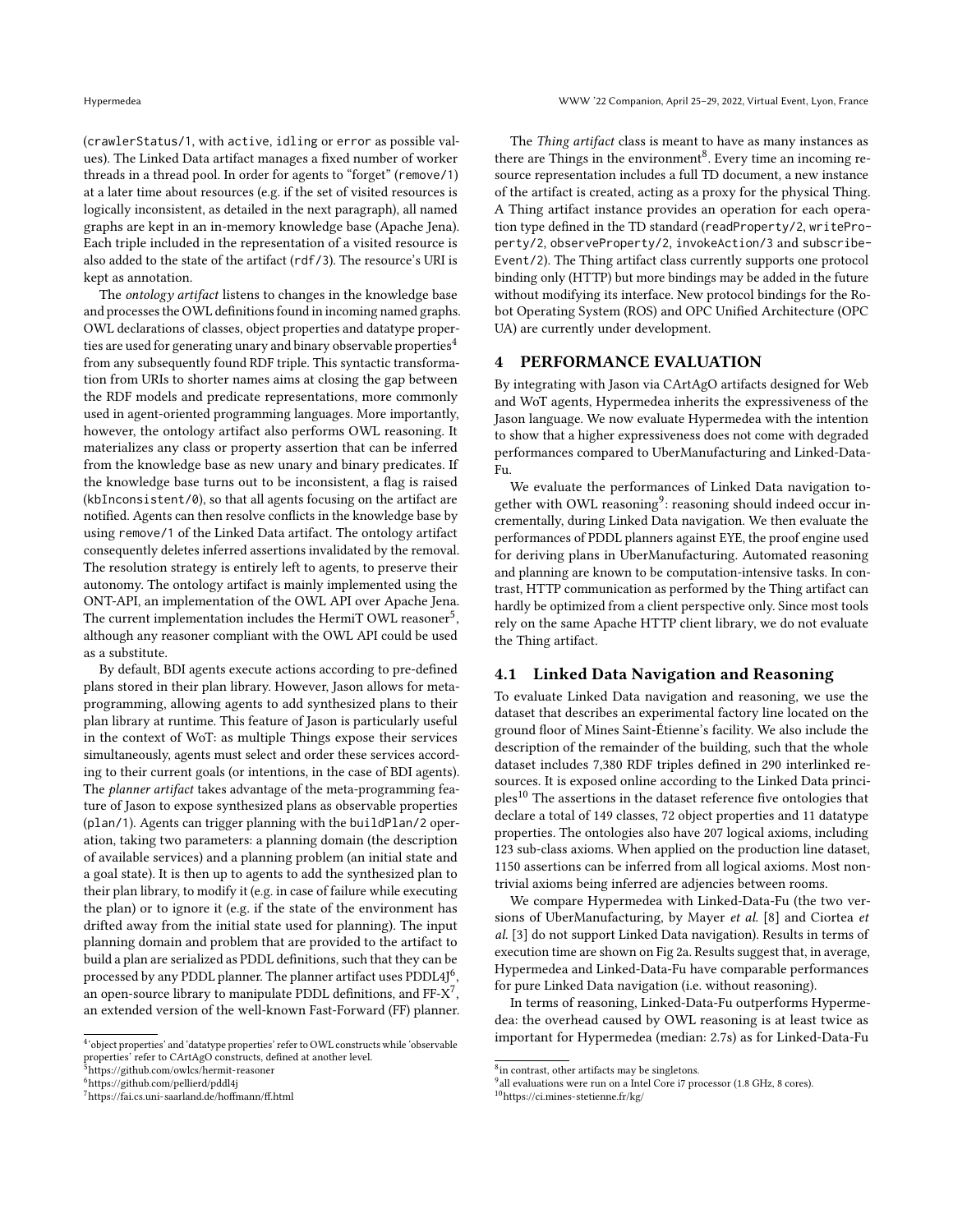(crawlerStatus/1, with active, idling or error as possible values). The Linked Data artifact manages a fixed number of worker threads in a thread pool. In order for agents to "forget" (remove/1) at a later time about resources (e.g. if the set of visited resources is logically inconsistent, as detailed in the next paragraph), all named graphs are kept in an in-memory knowledge base (Apache Jena). Each triple included in the representation of a visited resource is also added to the state of the artifact (rdf/3). The resource's URI is kept as annotation.

The *ontology artifact* listens to changes in the knowledge base and processes the OWL definitions found in incoming named graphs. OWL declarations of classes, object properties and datatype properties are used for generating unary and binary observable properties[4] from any subsequently found RDF triple. This syntactic transformation from URIs to shorter names aims at closing the gap between the RDF models and predicate representations, more commonly used in agent-oriented programming languages. More importantly, however, the ontology artifact also performs OWL reasoning. It materializes any class or property assertion that can be inferred from the knowledge base as new unary and binary predicates. If the knowledge base turns out to be inconsistent, a flag is raised (kbInconsistent/0), so that all agents focusing on the artifact are notified. Agents can then resolve conflicts in the knowledge base by using remove/1 of the Linked Data artifact. The ontology artifact consequently deletes inferred assertions invalidated by the removal. The resolution strategy is entirely left to agents, to preserve their autonomy. The ontology artifact is mainly implemented using the ONT-API, an implementation of the OWL API over Apache Jena. The current implementation includes the HermiT OWL reasoner[5], although any reasoner compliant with the OWL API could be used as a substitute.

By default, BDI agents execute actions according to pre-defined plans stored in their plan library. However, Jason allows for meta-programming, allowing agents to add synthesized plans to their plan library at runtime. This feature of Jason is particularly useful in the context of WoT: as multiple Things expose their services simultaneously, agents must select and order these services according to their current goals (or intentions, in the case of BDI agents). The *planner artifact* takes advantage of the meta-programming feature of Jason to expose synthesized plans as observable properties (plan/1). Agents can trigger planning with the buildPlan/2 operation, taking two parameters: a planning domain (the description of available services) and a planning problem (an initial state and a goal state). It is then up to agents to add the synthesized plan to their plan library, to modify it (e.g. in case of failure while executing the plan) or to ignore it (e.g. if the state of the environment has drifted away from the initial state used for planning). The input planning domain and problem that are provided to the artifact to build a plan are serialized as PDDL definitions, such that they can be processed by any PDDL planner. The planner artifact uses PDDL4J[6], an open-source library to manipulate PDDL definitions, and FF-X[7], an extended version of the well-known Fast-Forward (FF) planner.

The *Thing artifact* class is meant to have as many instances as there are Things in the environment[8]. Every time an incoming resource representation includes a full TD document, a new instance of the artifact is created, acting as a proxy for the physical Thing. A Thing artifact instance provides an operation for each operation type defined in the TD standard (readProperty/2, writeProperty/2, observeProperty/2, invokeAction/3 and subscribeEvent/2). The Thing artifact class currently supports one protocol binding only (HTTP) but more bindings may be added in the future without modifying its interface. New protocol bindings for the Robot Operating System (ROS) and OPC Unified Architecture (OPC UA) are currently under development.

## 4 PERFORMANCE EVALUATION

By integrating with Jason via CArtAgO artifacts designed for Web and WoT agents, Hypermedea inherits the expressiveness of the Jason language. We now evaluate Hypermedea with the intention to show that a higher expressiveness does not come with degraded performances compared to UberManufacturing and Linked-Data-Fu.

We evaluate the performances of Linked Data navigation together with OWL reasoning[9]: reasoning should indeed occur incrementally, during Linked Data navigation. We then evaluate the performances of PDDL planners against EYE, the proof engine used for deriving plans in UberManufacturing. Automated reasoning and planning are known to be computation-intensive tasks. In contrast, HTTP communication as performed by the Thing artifact can hardly be optimized from a client perspective only. Since most tools rely on the same Apache HTTP client library, we do not evaluate the Thing artifact.

### 4.1 Linked Data Navigation and Reasoning

To evaluate Linked Data navigation and reasoning, we use the dataset that describes an experimental factory line located on the ground floor of Mines Saint-Étienne's facility. We also include the description of the remainder of the building, such that the whole dataset includes 7,380 RDF triples defined in 290 interlinked resources. It is exposed online according to the Linked Data principles[10] The assertions in the dataset reference five ontologies that declare a total of 149 classes, 72 object properties and 11 datatype properties. The ontologies also have 207 logical axioms, including 123 sub-class axioms. When applied on the production line dataset, 1150 assertions can be inferred from all logical axioms. Most non-trivial axioms being inferred are adjencies between rooms.

We compare Hypermedea with Linked-Data-Fu (the two versions of UberManufacturing, by Mayer *et al.* [8] and Ciortea *et al.* [3] do not support Linked Data navigation). Results in terms of execution time are shown on Fig 2a. Results suggest that, in average, Hypermedea and Linked-Data-Fu have comparable performances for pure Linked Data navigation (i.e. without reasoning).

In terms of reasoning, Linked-Data-Fu outperforms Hypermedea: the overhead caused by OWL reasoning is at least twice as important for Hypermedea (median: 2.7s) as for Linked-Data-Fu

---

[4] 'object properties' and 'datatype properties' refer to OWL constructs while 'observable properties' refer to CArtAgO constructs, defined at another level.

[5] https://github.com/owlcs/hermit-reasoner

[6] https://github.com/pellierd/pddl4j

[7] https://fai.cs.uni-saarland.de/hoffmann/ff.html

[8] in contrast, other artifacts may be singletons.

[9] all evaluations were run on a Intel Core i7 processor (1.8 GHz, 8 cores).

[10] https://ci.mines-stetienne.fr/kg/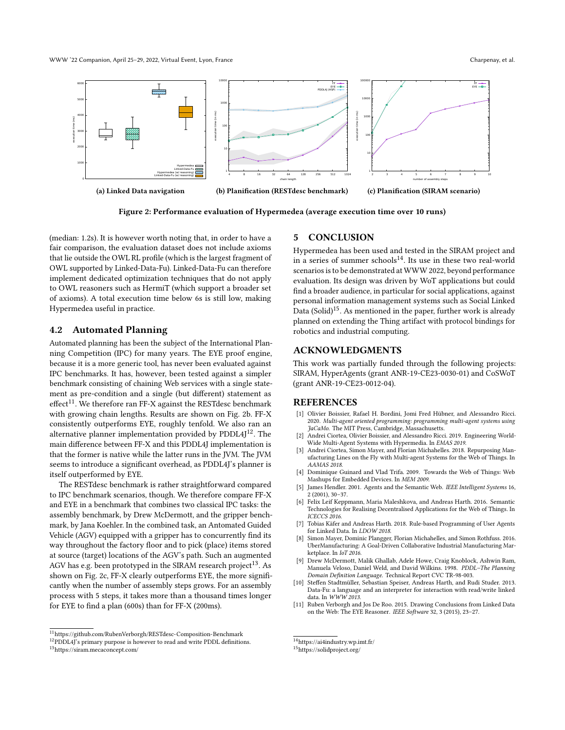execution time (ms)

6000

5000

4000

3000

2000

1000

0

Hypermedea
Linked-Data-Fu
Hypermedea (w/ reasoning)
Linked-Data-Fu (w/ reasoning)

(a) Linked Data navigation

execution time (in ms)

10000

1000

100

10

1

4 8 16 32 64 128 256 512 1024

chain length

FF
EYE
PDDL4J (HSP)

(b) Planification (RESTdesc benchmark)

execution time (in ms)

100000

10000

1000

100

10

1

2 3 4 5 6 7 8 9 10

number of assembly steps

FF
EYE

(c) Planification (SIRAM scenario)

**Figure 2: Performance evaluation of Hypermedea (average execution time over 10 runs)**

(median: 1.2s). It is however worth noting that, in order to have a fair comparison, the evaluation dataset does not include axioms that lie outside the OWL RL profile (which is the largest fragment of OWL supported by Linked-Data-Fu). Linked-Data-Fu can therefore implement dedicated optimization techniques that do not apply to OWL reasoners such as HermiT (which support a broader set of axioms). A total execution time below 6s is still low, making Hypermedea useful in practice.

## 4.2 Automated Planning

Automated planning has been the subject of the International Planning Competition (IPC) for many years. The EYE proof engine, because it is a more generic tool, has never been evaluated against IPC benchmarks. It has, however, been tested against a simpler benchmark consisting of chaining Web services with a single statement as pre-condition and a single (but different) statement as effect[11]. We therefore ran FF-X against the RESTdesc benchmark with growing chain lengths. Results are shown on Fig. 2b. FF-X consistently outperforms EYE, roughly tenfold. We also ran an alternative planner implementation provided by PDDL4J[12]. The main difference between FF-X and this PDDL4J implementation is that the former is native while the latter runs in the JVM. The JVM seems to introduce a significant overhead, as PDDL4J's planner is itself outperformed by EYE.

The RESTdesc benchmark is rather straightforward compared to IPC benchmark scenarios, though. We therefore compare FF-X and EYE in a benchmark that combines two classical IPC tasks: the assembly benchmark, by Drew McDermott, and the gripper benchmark, by Jana Koehler. In the combined task, an Automated Guided Vehicle (AGV) equipped with a gripper has to concurrently find its way throughout the factory floor and to pick (place) items stored at source (target) locations of the AGV's path. Such an augmented AGV has e.g. been prototyped in the SIRAM research project[13]. As shown on Fig. 2c, FF-X clearly outperforms EYE, the more significantly when the number of assembly steps grows. For an assembly process with 5 steps, it takes more than a thousand times longer for EYE to find a plan (600s) than for FF-X (200ms).

## 5 CONCLUSION

Hypermedea has been used and tested in the SIRAM project and in a series of summer schools[14]. Its use in these two real-world scenarios is to be demonstrated at WWW 2022, beyond performance evaluation. Its design was driven by WoT applications but could find a broader audience, in particular for social applications, against personal information management systems such as Social Linked Data (Solid)[15]. As mentioned in the paper, further work is already planned on extending the Thing artifact with protocol bindings for robotics and industrial computing.

## ACKNOWLEDGMENTS

This work was partially funded through the following projects: SIRAM, HyperAgents (grant ANR-19-CE23-0030-01) and CoSWoT (grant ANR-19-CE23-0012-04).

## REFERENCES

[1] Olivier Boissier, Rafael H. Bordini, Jomi Fred Hübner, and Alessandro Ricci. 2020. *Multi-agent oriented programming: programming multi-agent systems using JaCaMo*. The MIT Press, Cambridge, Massachusetts.

[2] Andrei Ciortea, Olivier Boissier, and Alessandro Ricci. 2019. Engineering World-Wide Multi-Agent Systems with Hypermedia. In *EMAS 2019*.

[3] Andrei Ciortea, Simon Mayer, and Florian Michahelles. 2018. Repurposing Manufacturing Lines on the Fly with Multi-agent Systems for the Web of Things. In *AAMAS 2018*.

[4] Dominique Guinard and Vlad Trifa. 2009. Towards the Web of Things: Web Mashups for Embedded Devices. In *MEM 2009*.

[5] James Hendler. 2001. Agents and the Semantic Web. *IEEE Intelligent Systems* 16, 2 (2001), 30–37.

[6] Felix Leif Keppmann, Maria Maleshkova, and Andreas Harth. 2016. Semantic Technologies for Realising Decentralised Applications for the Web of Things. In *ICECCS 2016*.

[7] Tobias Käfer and Andreas Harth. 2018. Rule-based Programming of User Agents for Linked Data. In *LDOW 2018*.

[8] Simon Mayer, Dominic Plangger, Florian Michahelles, and Simon Rothfuss. 2016. UberManufacturing: A Goal-Driven Collaborative Industrial Manufacturing Marketplace. In *IoT 2016*.

[9] Drew McDermott, Malik Ghallab, Adele Howe, Craig Knoblock, Ashwin Ram, Manuela Veloso, Daniel Weld, and David Wilkins. 1998. *PDDL–The Planning Domain Definition Language*. Technical Report CVC TR-98-003.

[10] Steffen Stadtmüller, Sebastian Speiser, Andreas Harth, and Rudi Studer. 2013. Data-Fu: a language and an interpreter for interaction with read/write linked data. In *WWW 2013*.

[11] Ruben Verborgh and Jos De Roo. 2015. Drawing Conclusions from Linked Data on the Web: The EYE Reasoner. *IEEE Software* 32, 3 (2015), 23–27.

---

[11] https://github.com/RubenVerborgh/RESTdesc-Composition-Benchmark

[12] PDDL4J's primary purpose is however to read and write PDDL definitions.

[13] https://siram.mecaconcept.com/

[14] https://ai4industry.wp.imt.fr/

[15] https://solidproject.org/